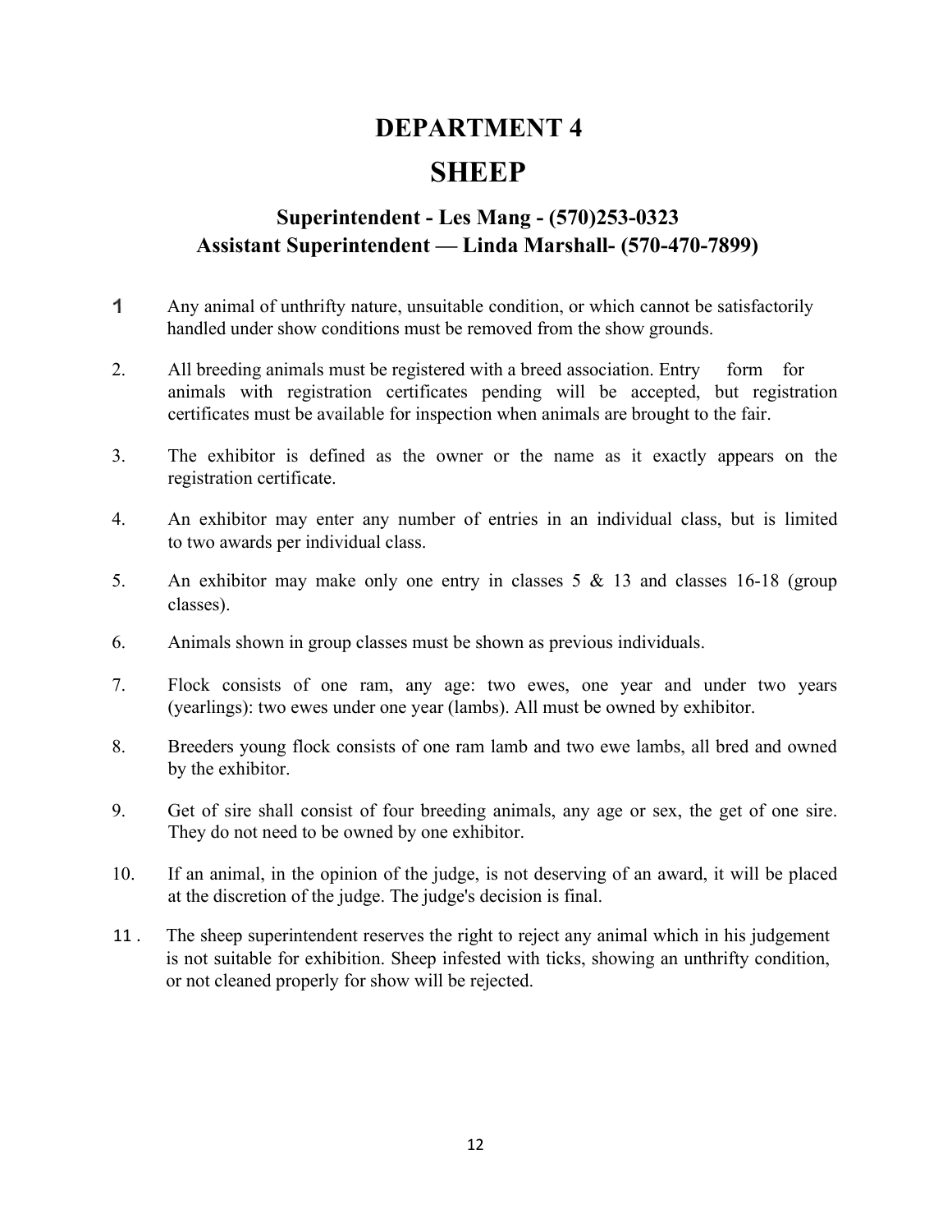# DEPARTMENT 4

# SHEEP

### Superintendent - Les Mang - (570)253-0323
### Assistant Superintendent — Linda Marshall- (570-470-7899)

1. Any animal of unthrifty nature, unsuitable condition, or which cannot be satisfactorily handled under show conditions must be removed from the show grounds.

2. All breeding animals must be registered with a breed association. Entry form for animals with registration certificates pending will be accepted, but registration certificates must be available for inspection when animals are brought to the fair.

3. The exhibitor is defined as the owner or the name as it exactly appears on the registration certificate.

4. An exhibitor may enter any number of entries in an individual class, but is limited to two awards per individual class.

5. An exhibitor may make only one entry in classes 5 & 13 and classes 16-18 (group classes).

6. Animals shown in group classes must be shown as previous individuals.

7. Flock consists of one ram, any age: two ewes, one year and under two years (yearlings): two ewes under one year (lambs). All must be owned by exhibitor.

8. Breeders young flock consists of one ram lamb and two ewe lambs, all bred and owned by the exhibitor.

9. Get of sire shall consist of four breeding animals, any age or sex, the get of one sire. They do not need to be owned by one exhibitor.

10. If an animal, in the opinion of the judge, is not deserving of an award, it will be placed at the discretion of the judge. The judge's decision is final.

11. The sheep superintendent reserves the right to reject any animal which in his judgement is not suitable for exhibition. Sheep infested with ticks, showing an unthrifty condition, or not cleaned properly for show will be rejected.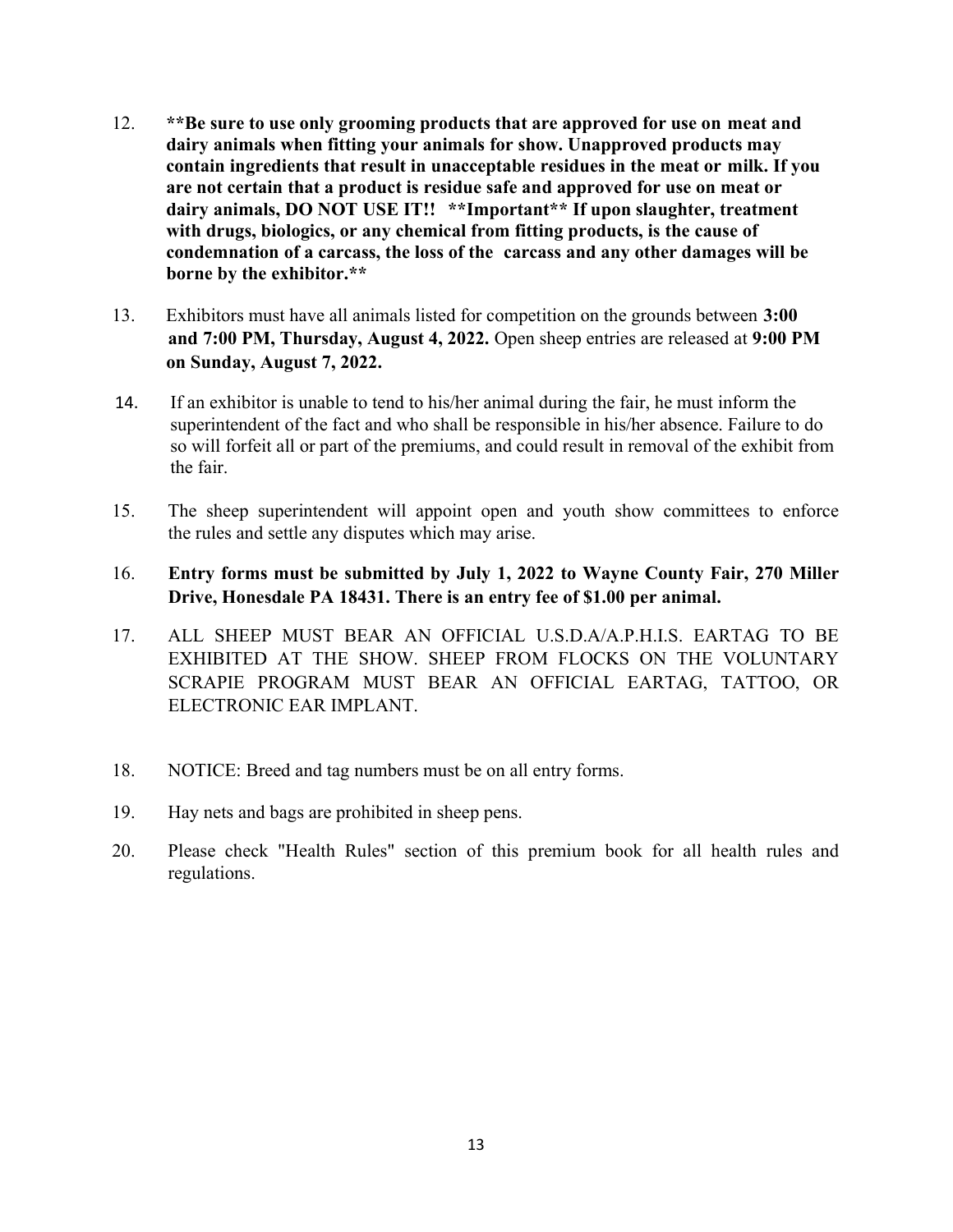12. **\*\*Be sure to use only grooming products that are approved for use on meat and dairy animals when fitting your animals for show. Unapproved products may contain ingredients that result in unacceptable residues in the meat or milk. If you are not certain that a product is residue safe and approved for use on meat or dairy animals, DO NOT USE IT!! \*\*Important\*\* If upon slaughter, treatment with drugs, biologics, or any chemical from fitting products, is the cause of condemnation of a carcass, the loss of the carcass and any other damages will be borne by the exhibitor.\*\***

13. Exhibitors must have all animals listed for competition on the grounds between **3:00 and 7:00 PM, Thursday, August 4, 2022.** Open sheep entries are released at **9:00 PM on Sunday, August 7, 2022.**

14. If an exhibitor is unable to tend to his/her animal during the fair, he must inform the superintendent of the fact and who shall be responsible in his/her absence. Failure to do so will forfeit all or part of the premiums, and could result in removal of the exhibit from the fair.

15. The sheep superintendent will appoint open and youth show committees to enforce the rules and settle any disputes which may arise.

16. **Entry forms must be submitted by July 1, 2022 to Wayne County Fair, 270 Miller Drive, Honesdale PA 18431. There is an entry fee of $1.00 per animal.**

17. ALL SHEEP MUST BEAR AN OFFICIAL U.S.D.A/A.P.H.I.S. EARTAG TO BE EXHIBITED AT THE SHOW. SHEEP FROM FLOCKS ON THE VOLUNTARY SCRAPIE PROGRAM MUST BEAR AN OFFICIAL EARTAG, TATTOO, OR ELECTRONIC EAR IMPLANT.

18. NOTICE: Breed and tag numbers must be on all entry forms.

19. Hay nets and bags are prohibited in sheep pens.

20. Please check "Health Rules" section of this premium book for all health rules and regulations.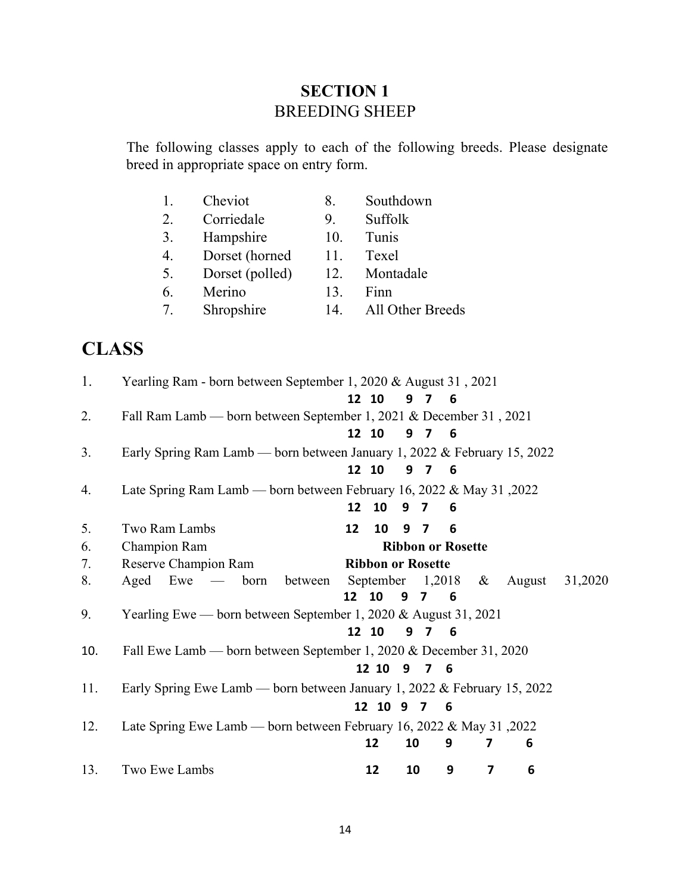## SECTION 1
BREEDING SHEEP

The following classes apply to each of the following breeds. Please designate breed in appropriate space on entry form.

1. Cheviot
2. Corriedale
3. Hampshire
4. Dorset (horned
5. Dorset (polled)
6. Merino
7. Shropshire
8. Southdown
9. Suffolk
10. Tunis
11. Texel
12. Montadale
13. Finn
14. All Other Breeds

# CLASS

1. Yearling Ram - born between September 1, 2020 & August 31 , 2021
   **12 10 9 7 6**
2. Fall Ram Lamb — born between September 1, 2021 & December 31 , 2021
   **12 10 9 7 6**
3. Early Spring Ram Lamb — born between January 1, 2022 & February 15, 2022
   **12 10 9 7 6**
4. Late Spring Ram Lamb — born between February 16, 2022 & May 31 ,2022
   **12 10 9 7 6**
5. Two Ram Lambs **12 10 9 7 6**
6. Champion Ram **Ribbon or Rosette**
7. Reserve Champion Ram **Ribbon or Rosette**
8. Aged Ewe — born between September 1,2018 & August 31,2020
   **12 10 9 7 6**
9. Yearling Ewe — born between September 1, 2020 & August 31, 2021
   **12 10 9 7 6**
10. Fall Ewe Lamb — born between September 1, 2020 & December 31, 2020
    **12 10 9 7 6**
11. Early Spring Ewe Lamb — born between January 1, 2022 & February 15, 2022
    **12 10 9 7 6**
12. Late Spring Ewe Lamb — born between February 16, 2022 & May 31 ,2022
    **12 10 9 7 6**
13. Two Ewe Lambs **12 10 9 7 6**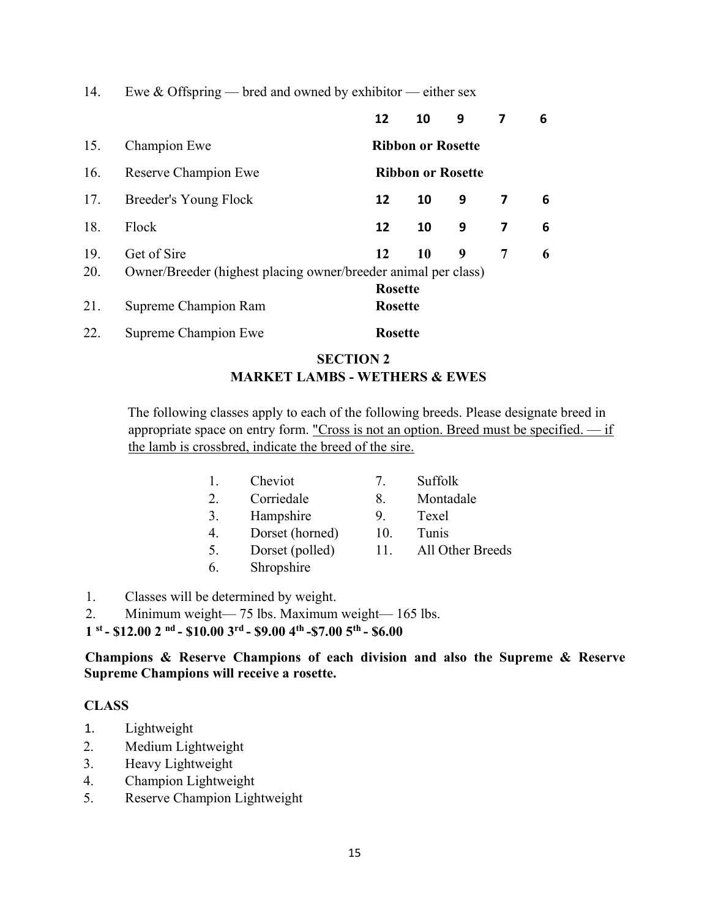| | | | | | | |
|---|---|---|---|---|---|---|
| 14. | Ewe & Offspring — bred and owned by exhibitor — either sex | | | | | |
| | | **12** | **10** | **9** | **7** | **6** |
| 15. | Champion Ewe | **Ribbon or Rosette** | | | | |
| 16. | Reserve Champion Ewe | **Ribbon or Rosette** | | | | |
| 17. | Breeder's Young Flock | **12** | **10** | **9** | **7** | **6** |
| 18. | Flock | **12** | **10** | **9** | **7** | **6** |
| 19. | Get of Sire | **12** | **10** | **9** | **7** | **6** |
| 20. | Owner/Breeder (highest placing owner/breeder animal per class) | **Rosette** | | | | |
| 21. | Supreme Champion Ram | **Rosette** | | | | |
| 22. | Supreme Champion Ewe | **Rosette** | | | | |

## SECTION 2
## MARKET LAMBS - WETHERS & EWES

The following classes apply to each of the following breeds. Please designate breed in appropriate space on entry form. "Cross is not an option. Breed must be specified. — if the lamb is crossbred, indicate the breed of the sire.

1. Cheviot
2. Corriedale
3. Hampshire
4. Dorset (horned)
5. Dorset (polled)
6. Shropshire
7. Suffolk
8. Montadale
9. Texel
10. Tunis
11. All Other Breeds

1. Classes will be determined by weight.
2. Minimum weight— 75 lbs. Maximum weight— 165 lbs.

**1st - $12.00 2nd - $10.00 3rd - $9.00 4th -$7.00 5th - $6.00**

**Champions & Reserve Champions of each division and also the Supreme & Reserve Supreme Champions will receive a rosette.**

**CLASS**

1. Lightweight
2. Medium Lightweight
3. Heavy Lightweight
4. Champion Lightweight
5. Reserve Champion Lightweight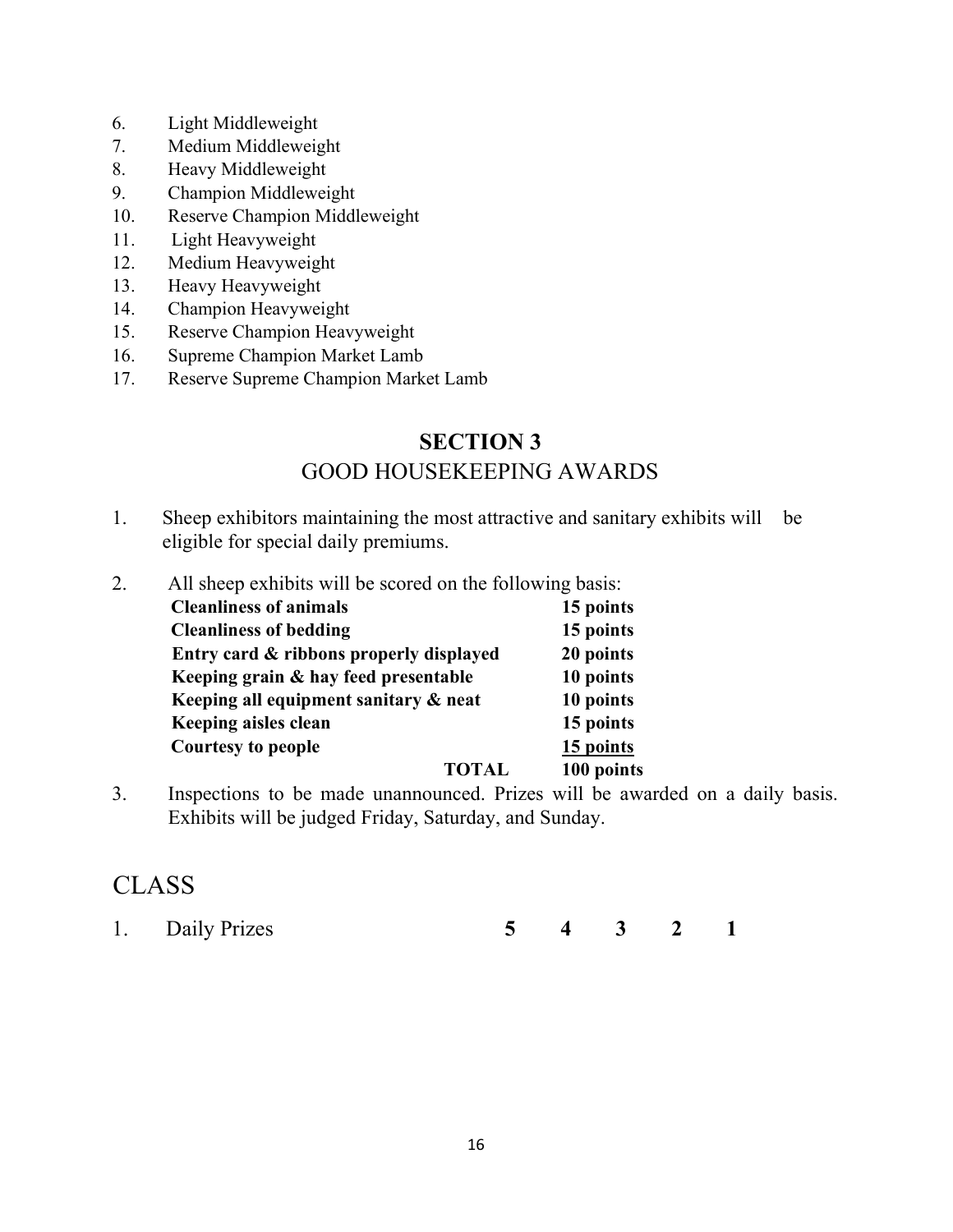6. Light Middleweight
7. Medium Middleweight
8. Heavy Middleweight
9. Champion Middleweight
10. Reserve Champion Middleweight
11. Light Heavyweight
12. Medium Heavyweight
13. Heavy Heavyweight
14. Champion Heavyweight
15. Reserve Champion Heavyweight
16. Supreme Champion Market Lamb
17. Reserve Supreme Champion Market Lamb

## SECTION 3

## GOOD HOUSEKEEPING AWARDS

1. Sheep exhibitors maintaining the most attractive and sanitary exhibits will be eligible for special daily premiums.

2. All sheep exhibits will be scored on the following basis:

| | |
|---|---|
| **Cleanliness of animals** | **15 points** |
| **Cleanliness of bedding** | **15 points** |
| **Entry card & ribbons properly displayed** | **20 points** |
| **Keeping grain & hay feed presentable** | **10 points** |
| **Keeping all equipment sanitary & neat** | **10 points** |
| **Keeping aisles clean** | **15 points** |
| **Courtesy to people** | **15 points** |
| **TOTAL** | **100 points** |

3. Inspections to be made unannounced. Prizes will be awarded on a daily basis. Exhibits will be judged Friday, Saturday, and Sunday.

## CLASS

| | | | | | |
|---|---|---|---|---|---|
| 1. Daily Prizes | **5** | **4** | **3** | **2** | **1** |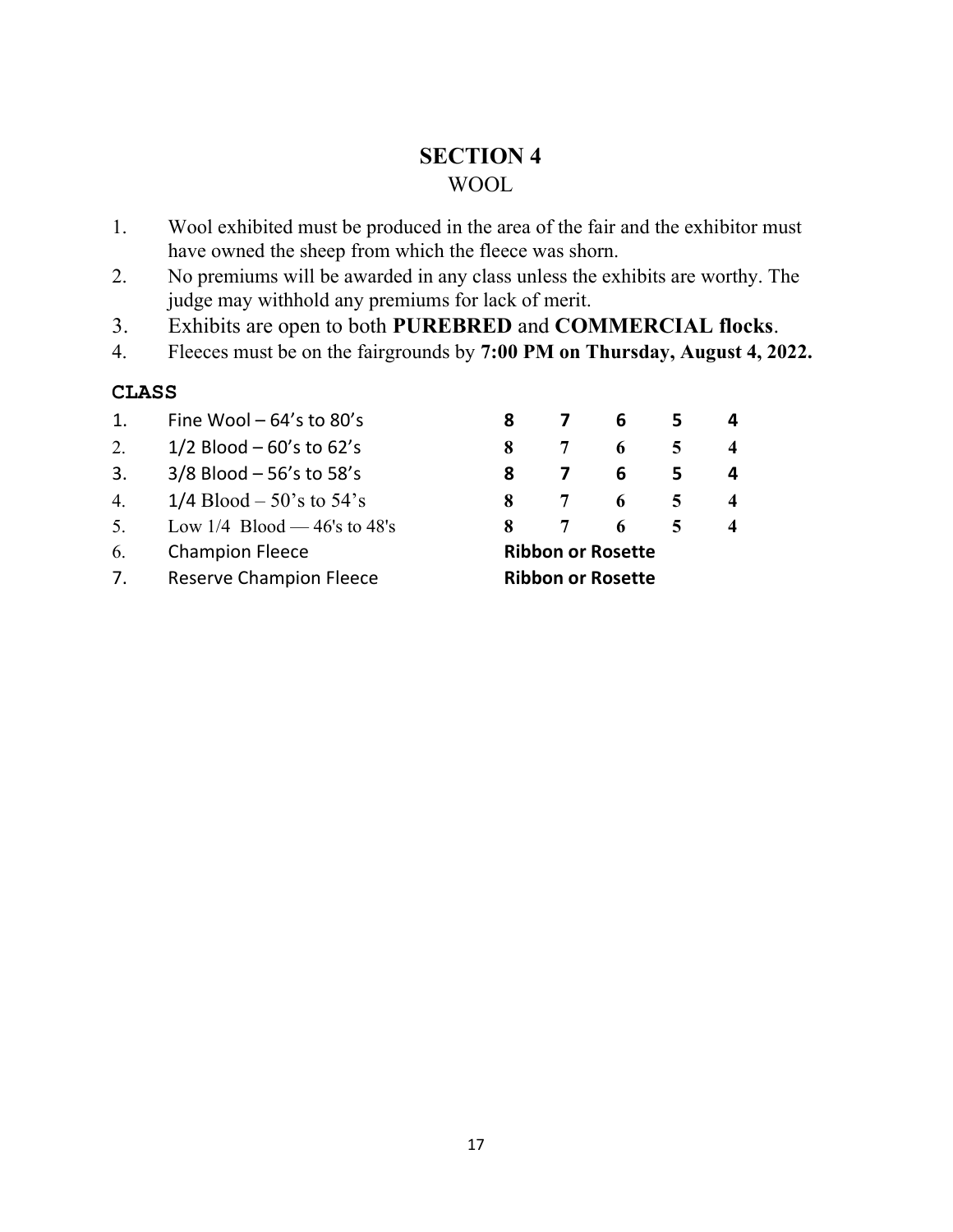# SECTION 4

## WOOL

1. Wool exhibited must be produced in the area of the fair and the exhibitor must have owned the sheep from which the fleece was shorn.
2. No premiums will be awarded in any class unless the exhibits are worthy. The judge may withhold any premiums for lack of merit.
3. Exhibits are open to both **PUREBRED** and **COMMERCIAL flocks**.
4. Fleeces must be on the fairgrounds by **7:00 PM on Thursday, August 4, 2022.**

**CLASS**

| | | | | | | |
|---|---|---|---|---|---|---|
| 1. | Fine Wool – 64's to 80's | **8** | **7** | **6** | **5** | **4** |
| 2. | 1/2 Blood – 60's to 62's | **8** | **7** | **6** | **5** | **4** |
| 3. | 3/8 Blood – 56's to 58's | **8** | **7** | **6** | **5** | **4** |
| 4. | 1/4 Blood – 50's to 54's | **8** | **7** | **6** | **5** | **4** |
| 5. | Low 1/4 Blood — 46's to 48's | **8** | **7** | **6** | **5** | **4** |
| 6. | Champion Fleece | **Ribbon or Rosette** | | | | |
| 7. | Reserve Champion Fleece | **Ribbon or Rosette** | | | | |